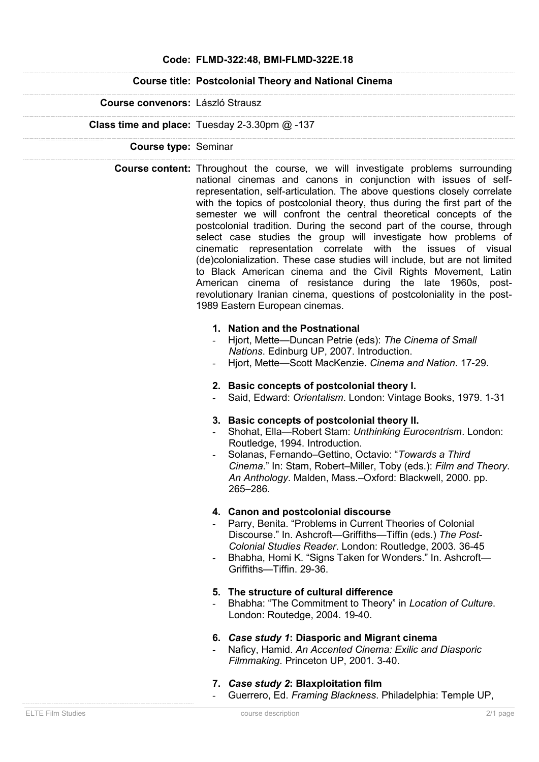**Code:** FLMD-322:48, BMI-FLMD-322E.18

**Course title:** Postcolonial Theory and National Cinema

**Course convenors:** László Strausz

**Class time and place:** Tuesday 2-3.30pm @ -137

**Course type:** Seminar

**Course content:** Throughout the course, we will investigate problems surrounding national cinemas and canons in conjunction with issues of self-representation, self-articulation. The above questions closely correlate with the topics of postcolonial theory, thus during the first part of the semester we will confront the central theoretical concepts of the postcolonial tradition. During the second part of the course, through select case studies the group will investigate how problems of cinematic representation correlate with the issues of visual (de)colonialization. These case studies will include, but are not limited to Black American cinema and the Civil Rights Movement, Latin American cinema of resistance during the late 1960s, post-revolutionary Iranian cinema, questions of postcoloniality in the post-1989 Eastern European cinemas.

1. **Nation and the Postnational**
   - Hjort, Mette—Duncan Petrie (eds): *The Cinema of Small Nations*. Edinburg UP, 2007. Introduction.
   - Hjort, Mette—Scott MacKenzie. *Cinema and Nation*. 17-29.

2. **Basic concepts of postcolonial theory I.**
   - Said, Edward: *Orientalism*. London: Vintage Books, 1979. 1-31

3. **Basic concepts of postcolonial theory II.**
   - Shohat, Ella—Robert Stam: *Unthinking Eurocentrism*. London: Routledge, 1994. Introduction.
   - Solanas, Fernando–Gettino, Octavio: "*Towards a Third Cinema*." In: Stam, Robert–Miller, Toby (eds.): *Film and Theory. An Anthology*. Malden, Mass.–Oxford: Blackwell, 2000. pp. 265–286.

4. **Canon and postcolonial discourse**
   - Parry, Benita. "Problems in Current Theories of Colonial Discourse." In. Ashcroft—Griffiths—Tiffin (eds.) *The Post-Colonial Studies Reader*. London: Routledge, 2003. 36-45
   - Bhabha, Homi K. "Signs Taken for Wonders." In. Ashcroft—Griffiths—Tiffin. 29-36.

5. **The structure of cultural difference**
   - Bhabha: "The Commitment to Theory" in *Location of Culture*. London: Routedge, 2004. 19-40.

6. ***Case study 1*: Diasporic and Migrant cinema**
   - Naficy, Hamid. *An Accented Cinema: Exilic and Diasporic Filmmaking*. Princeton UP, 2001. 3-40.

7. ***Case study 2*: Blaxploitation film**
   - Guerrero, Ed. *Framing Blackness*. Philadelphia: Temple UP,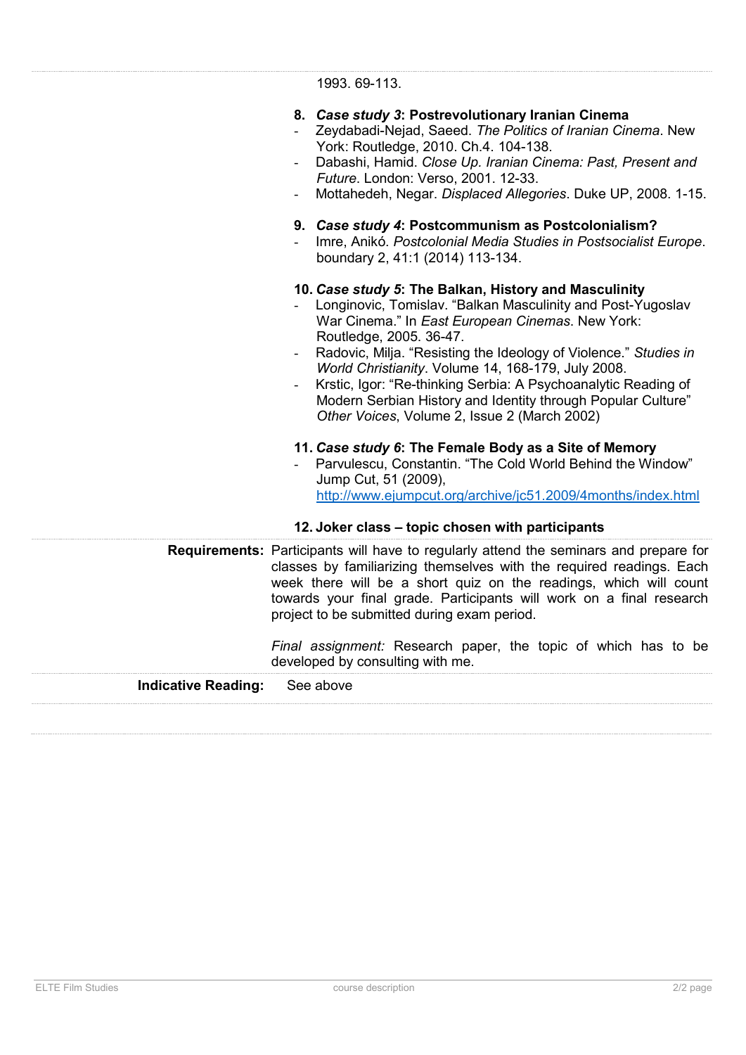1993. 69-113.

8. ***Case study 3*: Postrevolutionary Iranian Cinema**
   - Zeydabadi-Nejad, Saeed. *The Politics of Iranian Cinema*. New York: Routledge, 2010. Ch.4. 104-138.
   - Dabashi, Hamid. *Close Up. Iranian Cinema: Past, Present and Future*. London: Verso, 2001. 12-33.
   - Mottahedeh, Negar. *Displaced Allegories*. Duke UP, 2008. 1-15.

9. ***Case study 4*: Postcommunism as Postcolonialism?**
   - Imre, Anikó. *Postcolonial Media Studies in Postsocialist Europe*. boundary 2, 41:1 (2014) 113-134.

10. ***Case study 5*: The Balkan, History and Masculinity**
    - Longinovic, Tomislav. "Balkan Masculinity and Post-Yugoslav War Cinema." In *East European Cinemas*. New York: Routledge, 2005. 36-47.
    - Radovic, Milja. "Resisting the Ideology of Violence." *Studies in World Christianity*. Volume 14, 168-179, July 2008.
    - Krstic, Igor: "Re-thinking Serbia: A Psychoanalytic Reading of Modern Serbian History and Identity through Popular Culture" *Other Voices*, Volume 2, Issue 2 (March 2002)

11. ***Case study 6*: The Female Body as a Site of Memory**
    - Parvulescu, Constantin. "The Cold World Behind the Window" Jump Cut, 51 (2009), http://www.ejumpcut.org/archive/jc51.2009/4months/index.html

12. **Joker class – topic chosen with participants**

**Requirements:** Participants will have to regularly attend the seminars and prepare for classes by familiarizing themselves with the required readings. Each week there will be a short quiz on the readings, which will count towards your final grade. Participants will work on a final research project to be submitted during exam period.

*Final assignment:* Research paper, the topic of which has to be developed by consulting with me.

**Indicative Reading:** See above